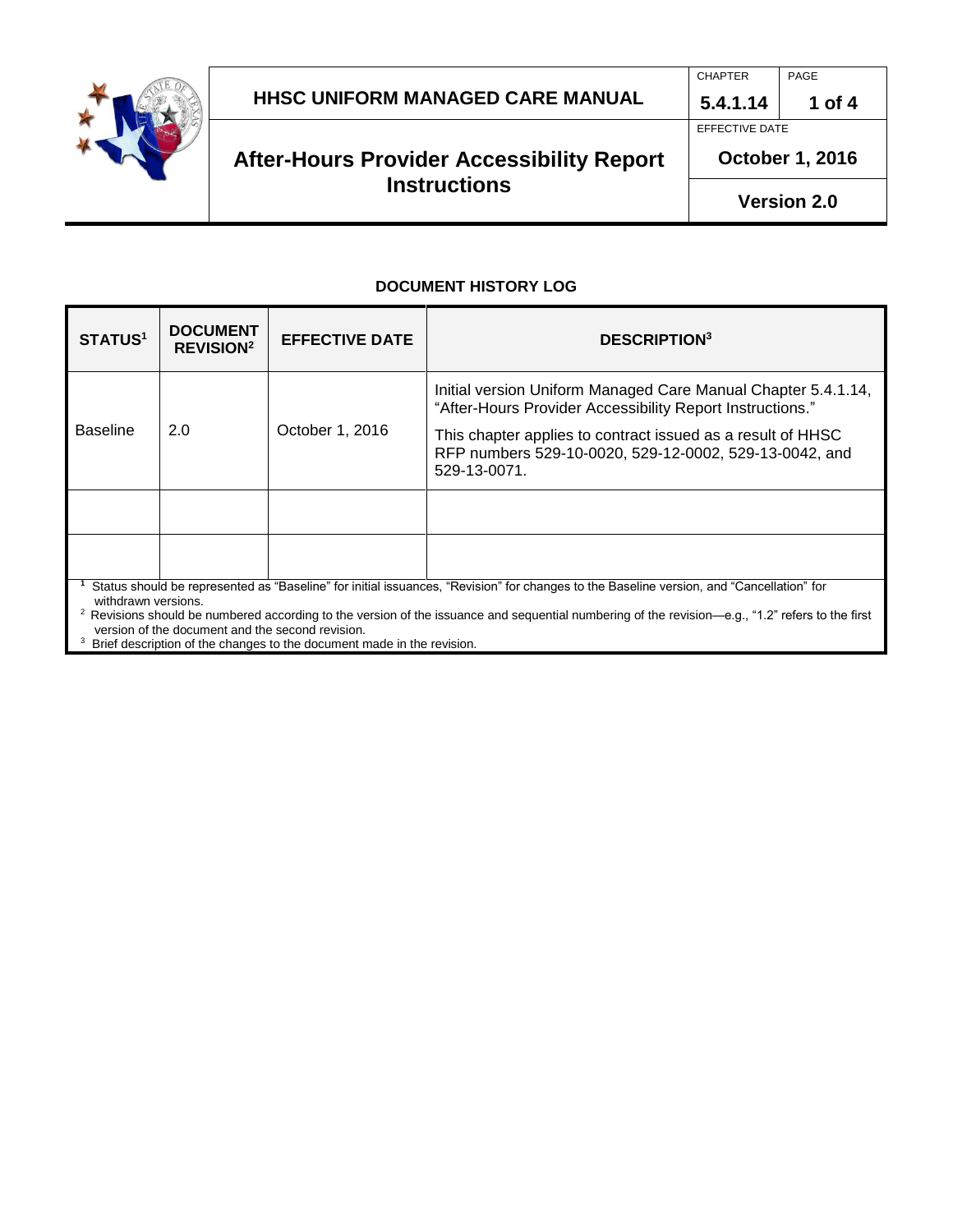# HHSC UNIFORM MANAGED CARE MANUAL

| CHAPTER | PAGE |
| --- | --- |
| 5.4.1.14 | 1 of 4 |

## After-Hours Provider Accessibility Report Instructions

EFFECTIVE DATE: **October 1, 2016**

**Version 2.0**

### DOCUMENT HISTORY LOG

| STATUS[1] | DOCUMENT REVISION[2] | EFFECTIVE DATE | DESCRIPTION[3] |
| --- | --- | --- | --- |
| Baseline | 2.0 | October 1, 2016 | Initial version Uniform Managed Care Manual Chapter 5.4.1.14, "After-Hours Provider Accessibility Report Instructions." This chapter applies to contract issued as a result of HHSC RFP numbers 529-10-0020, 529-12-0002, 529-13-0042, and 529-13-0071. |
| | | | |
| | | | |

[1] Status should be represented as "Baseline" for initial issuances, "Revision" for changes to the Baseline version, and "Cancellation" for withdrawn versions.

[2] Revisions should be numbered according to the version of the issuance and sequential numbering of the revision—e.g., "1.2" refers to the first version of the document and the second revision.

[3] Brief description of the changes to the document made in the revision.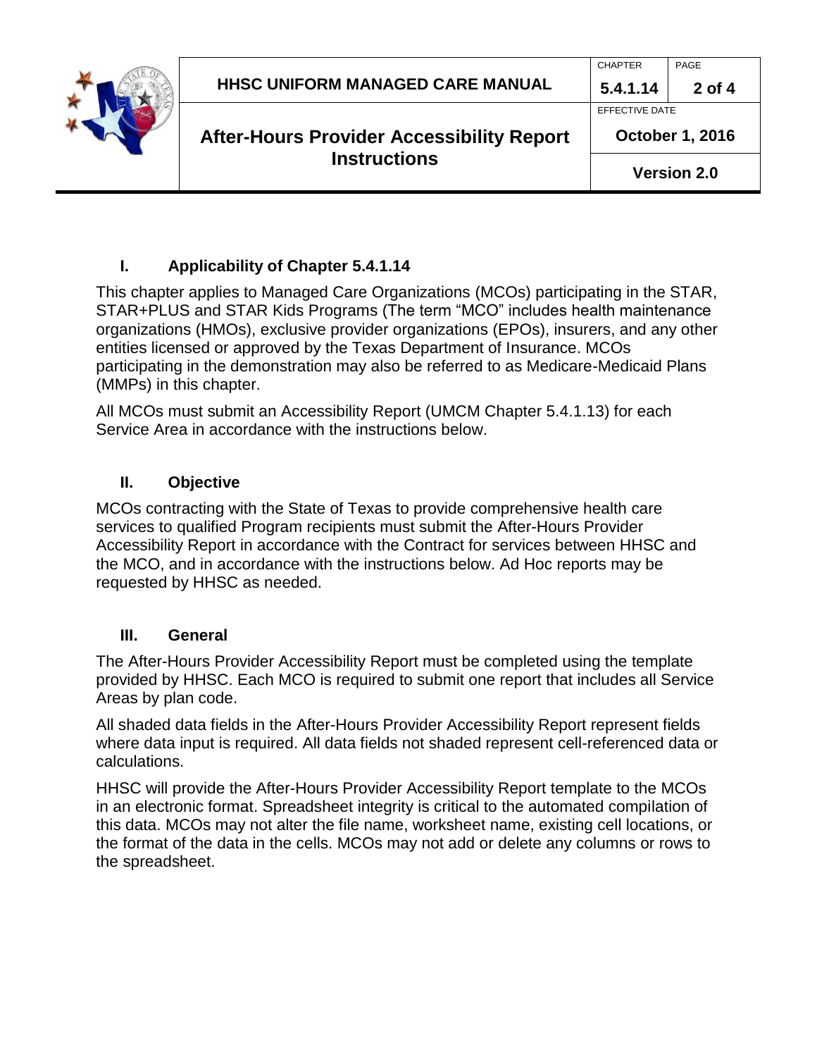## I. Applicability of Chapter 5.4.1.14

This chapter applies to Managed Care Organizations (MCOs) participating in the STAR, STAR+PLUS and STAR Kids Programs (The term "MCO" includes health maintenance organizations (HMOs), exclusive provider organizations (EPOs), insurers, and any other entities licensed or approved by the Texas Department of Insurance. MCOs participating in the demonstration may also be referred to as Medicare-Medicaid Plans (MMPs) in this chapter.

All MCOs must submit an Accessibility Report (UMCM Chapter 5.4.1.13) for each Service Area in accordance with the instructions below.

## II. Objective

MCOs contracting with the State of Texas to provide comprehensive health care services to qualified Program recipients must submit the After-Hours Provider Accessibility Report in accordance with the Contract for services between HHSC and the MCO, and in accordance with the instructions below. Ad Hoc reports may be requested by HHSC as needed.

## III. General

The After-Hours Provider Accessibility Report must be completed using the template provided by HHSC. Each MCO is required to submit one report that includes all Service Areas by plan code.

All shaded data fields in the After-Hours Provider Accessibility Report represent fields where data input is required. All data fields not shaded represent cell-referenced data or calculations.

HHSC will provide the After-Hours Provider Accessibility Report template to the MCOs in an electronic format. Spreadsheet integrity is critical to the automated compilation of this data. MCOs may not alter the file name, worksheet name, existing cell locations, or the format of the data in the cells. MCOs may not add or delete any columns or rows to the spreadsheet.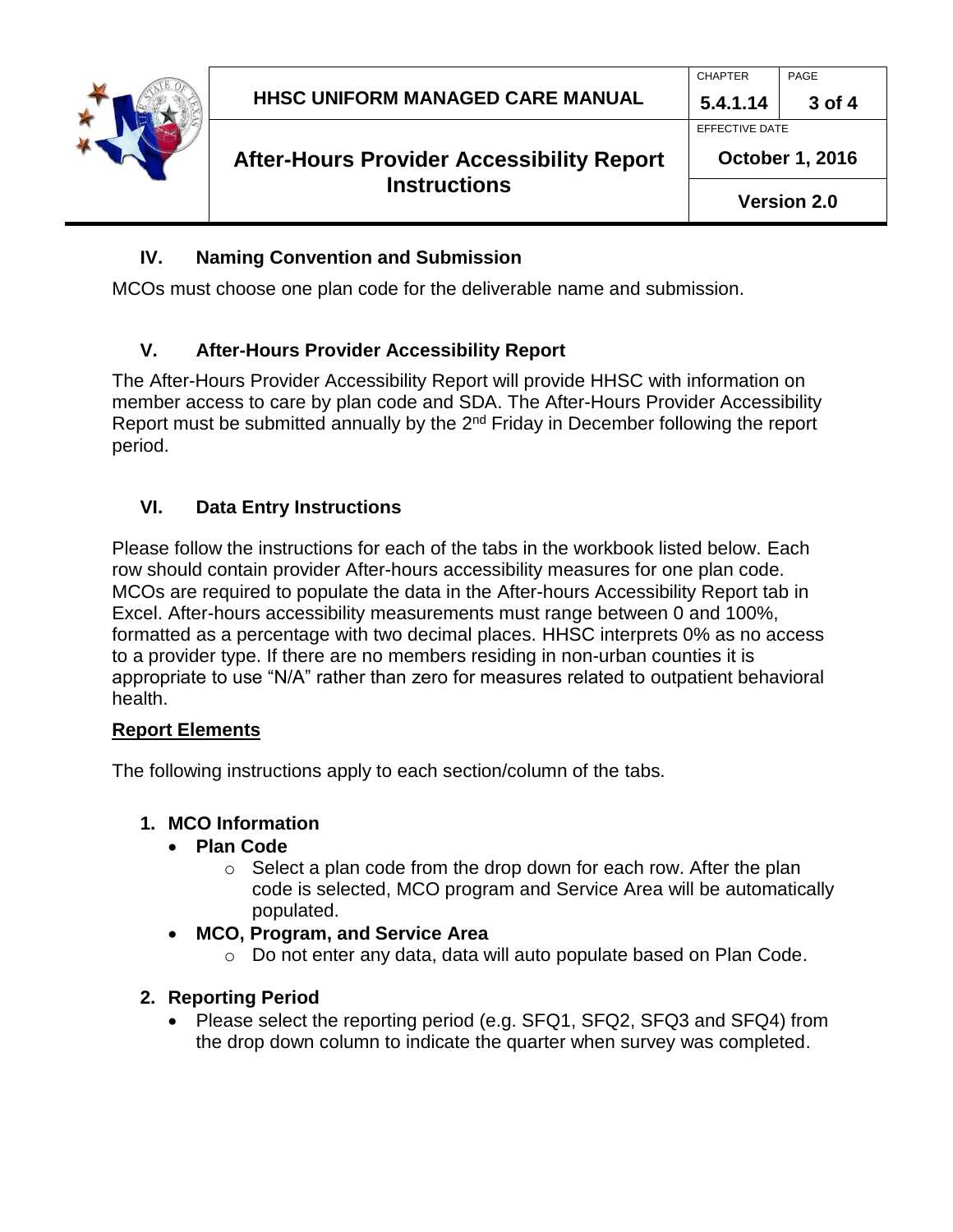## IV. Naming Convention and Submission

MCOs must choose one plan code for the deliverable name and submission.

## V. After-Hours Provider Accessibility Report

The After-Hours Provider Accessibility Report will provide HHSC with information on member access to care by plan code and SDA. The After-Hours Provider Accessibility Report must be submitted annually by the 2nd Friday in December following the report period.

## VI. Data Entry Instructions

Please follow the instructions for each of the tabs in the workbook listed below. Each row should contain provider After-hours accessibility measures for one plan code. MCOs are required to populate the data in the After-hours Accessibility Report tab in Excel. After-hours accessibility measurements must range between 0 and 100%, formatted as a percentage with two decimal places. HHSC interprets 0% as no access to a provider type. If there are no members residing in non-urban counties it is appropriate to use "N/A" rather than zero for measures related to outpatient behavioral health.

**Report Elements**

The following instructions apply to each section/column of the tabs.

1. **MCO Information**
   - **Plan Code**
     - Select a plan code from the drop down for each row. After the plan code is selected, MCO program and Service Area will be automatically populated.
   - **MCO, Program, and Service Area**
     - Do not enter any data, data will auto populate based on Plan Code.
2. **Reporting Period**
   - Please select the reporting period (e.g. SFQ1, SFQ2, SFQ3 and SFQ4) from the drop down column to indicate the quarter when survey was completed.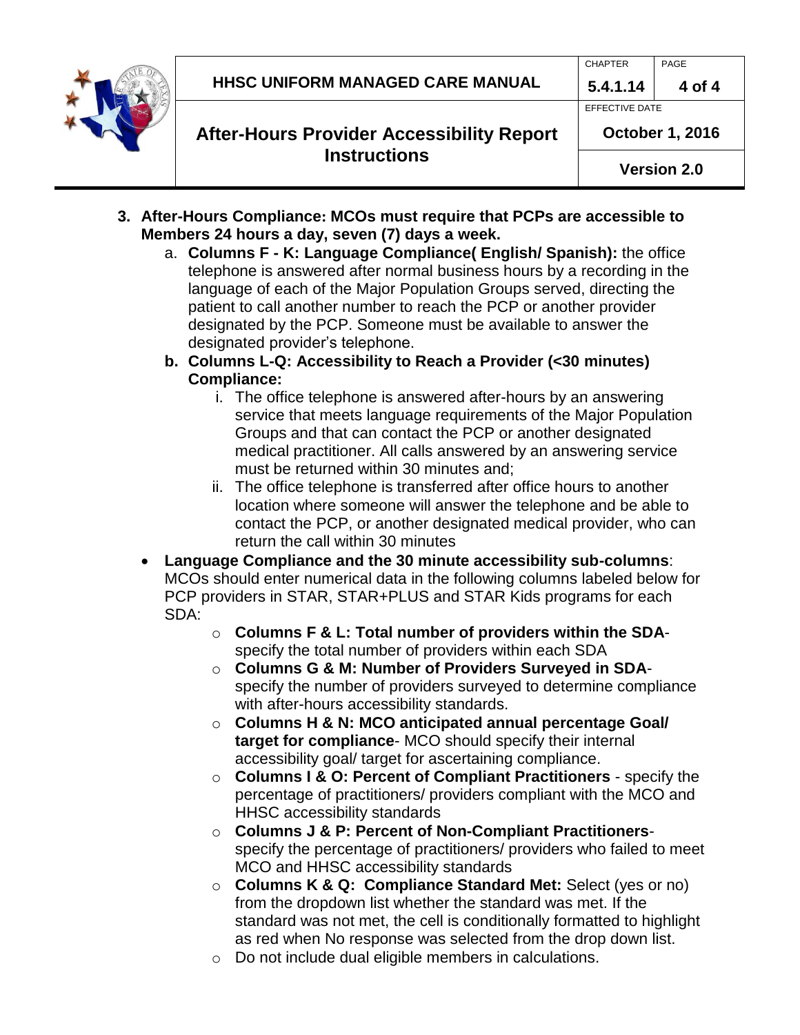3. **After-Hours Compliance: MCOs must require that PCPs are accessible to Members 24 hours a day, seven (7) days a week.**
   a. **Columns F - K: Language Compliance( English/ Spanish):** the office telephone is answered after normal business hours by a recording in the language of each of the Major Population Groups served, directing the patient to call another number to reach the PCP or another provider designated by the PCP. Someone must be available to answer the designated provider's telephone.
   b. **Columns L-Q: Accessibility to Reach a Provider (<30 minutes) Compliance:**
      i. The office telephone is answered after-hours by an answering service that meets language requirements of the Major Population Groups and that can contact the PCP or another designated medical practitioner. All calls answered by an answering service must be returned within 30 minutes and;
      ii. The office telephone is transferred after office hours to another location where someone will answer the telephone and be able to contact the PCP, or another designated medical provider, who can return the call within 30 minutes

- **Language Compliance and the 30 minute accessibility sub-columns**: MCOs should enter numerical data in the following columns labeled below for PCP providers in STAR, STAR+PLUS and STAR Kids programs for each SDA:
  - **Columns F & L: Total number of providers within the SDA**- specify the total number of providers within each SDA
  - **Columns G & M: Number of Providers Surveyed in SDA**- specify the number of providers surveyed to determine compliance with after-hours accessibility standards.
  - **Columns H & N: MCO anticipated annual percentage Goal/ target for compliance**- MCO should specify their internal accessibility goal/ target for ascertaining compliance.
  - **Columns I & O: Percent of Compliant Practitioners** - specify the percentage of practitioners/ providers compliant with the MCO and HHSC accessibility standards
  - **Columns J & P: Percent of Non-Compliant Practitioners**- specify the percentage of practitioners/ providers who failed to meet MCO and HHSC accessibility standards
  - **Columns K & Q: Compliance Standard Met:** Select (yes or no) from the dropdown list whether the standard was met. If the standard was not met, the cell is conditionally formatted to highlight as red when No response was selected from the drop down list.
  - Do not include dual eligible members in calculations.